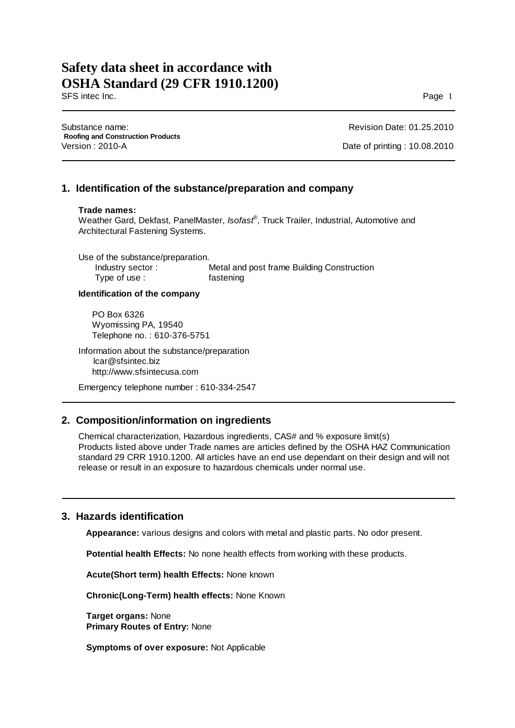# Safety data sheet in accordance with OSHA Standard (29 CFR 1910.1200)

SFS intec Inc.

Substance name: **Roofing and Construction Products**
Version : 2010-A

Revision Date: 01.25.2010
Date of printing : 10.08.2010

## 1. Identification of the substance/preparation and company

**Trade names:**
Weather Gard, Dekfast, PanelMaster, *Isofast*®, Truck Trailer, Industrial, Automotive and Architectural Fastening Systems.

Use of the substance/preparation.

Industry sector : Metal and post frame Building Construction
Type of use : fastening

**Identification of the company**

PO Box 6326
Wyomissing PA, 19540
Telephone no. : 610-376-5751

Information about the substance/preparation
lcar@sfsintec.biz
http://www.sfsintecusa.com

Emergency telephone number : 610-334-2547

## 2. Composition/information on ingredients

Chemical characterization, Hazardous ingredients, CAS# and % exposure limit(s)
Products listed above under Trade names are articles defined by the OSHA HAZ Communication standard 29 CRR 1910.1200. All articles have an end use dependant on their design and will not release or result in an exposure to hazardous chemicals under normal use.

## 3. Hazards identification

**Appearance:** various designs and colors with metal and plastic parts. No odor present.

**Potential health Effects:** No none health effects from working with these products.

**Acute(Short term) health Effects:** None known

**Chronic(Long-Term) health effects:** None Known

**Target organs:** None
**Primary Routes of Entry:** None

**Symptoms of over exposure:** Not Applicable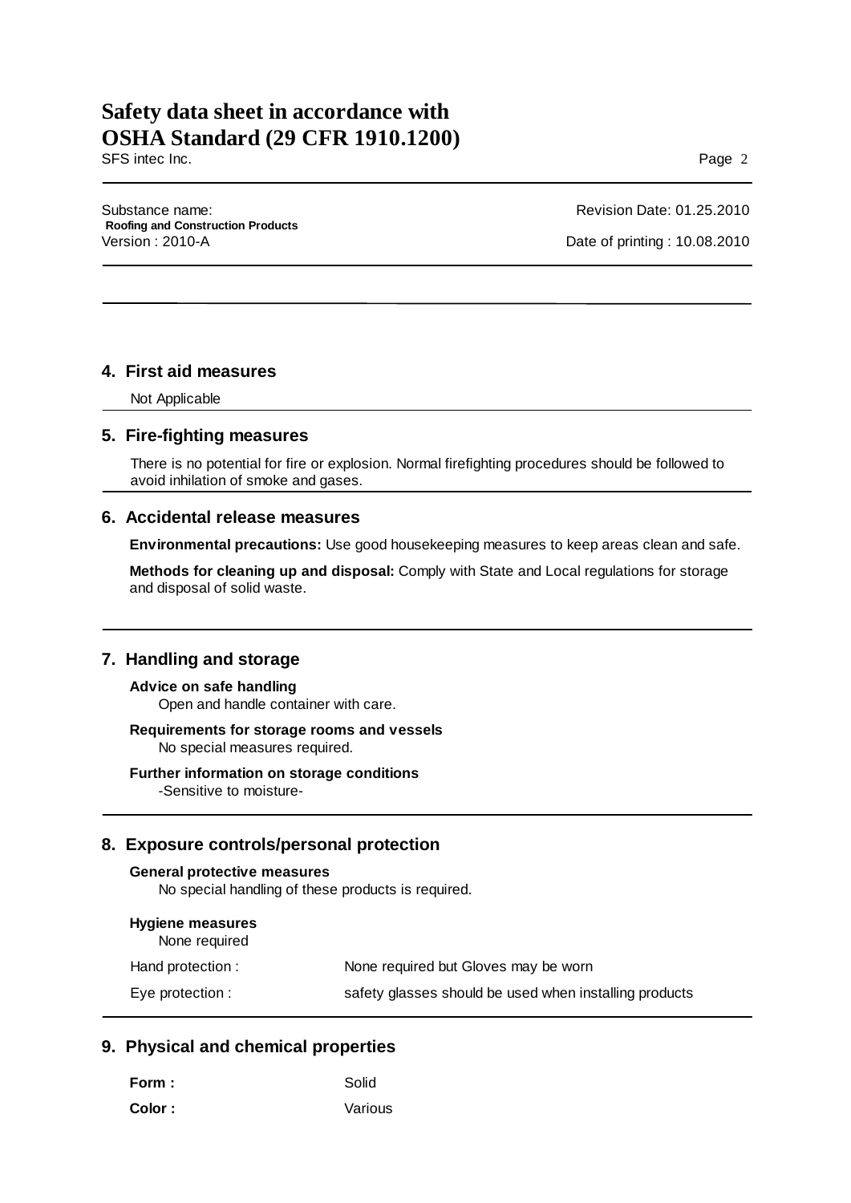## 4. First aid measures

Not Applicable

## 5. Fire-fighting measures

There is no potential for fire or explosion. Normal firefighting procedures should be followed to avoid inhilation of smoke and gases.

## 6. Accidental release measures

**Environmental precautions:** Use good housekeeping measures to keep areas clean and safe.

**Methods for cleaning up and disposal:** Comply with State and Local regulations for storage and disposal of solid waste.

## 7. Handling and storage

**Advice on safe handling**

Open and handle container with care.

**Requirements for storage rooms and vessels**

No special measures required.

**Further information on storage conditions**

-Sensitive to moisture-

## 8. Exposure controls/personal protection

**General protective measures**

No special handling of these products is required.

**Hygiene measures**

None required

| | |
|---|---|
| Hand protection : | None required but Gloves may be worn |
| Eye protection : | safety glasses should be used when installing products |

## 9. Physical and chemical properties

| | |
|---|---|
| **Form :** | Solid |
| **Color :** | Various |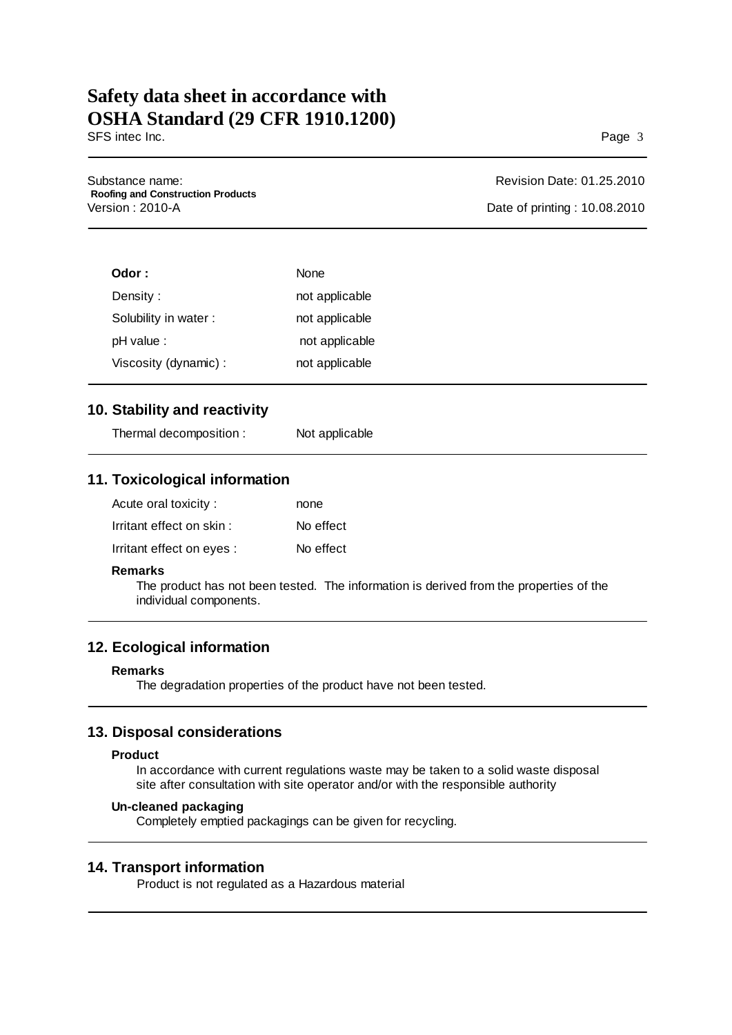| | |
|---|---|
| **Odor :** | None |
| Density : | not applicable |
| Solubility in water : | not applicable |
| pH value : | not applicable |
| Viscosity (dynamic) : | not applicable |

## 10. Stability and reactivity

| | |
|---|---|
| Thermal decomposition : | Not applicable |

## 11. Toxicological information

| | |
|---|---|
| Acute oral toxicity : | none |
| Irritant effect on skin : | No effect |
| Irritant effect on eyes : | No effect |

**Remarks**

The product has not been tested. The information is derived from the properties of the individual components.

## 12. Ecological information

**Remarks**

The degradation properties of the product have not been tested.

## 13. Disposal considerations

**Product**

In accordance with current regulations waste may be taken to a solid waste disposal site after consultation with site operator and/or with the responsible authority

**Un-cleaned packaging**

Completely emptied packagings can be given for recycling.

## 14. Transport information

Product is not regulated as a Hazardous material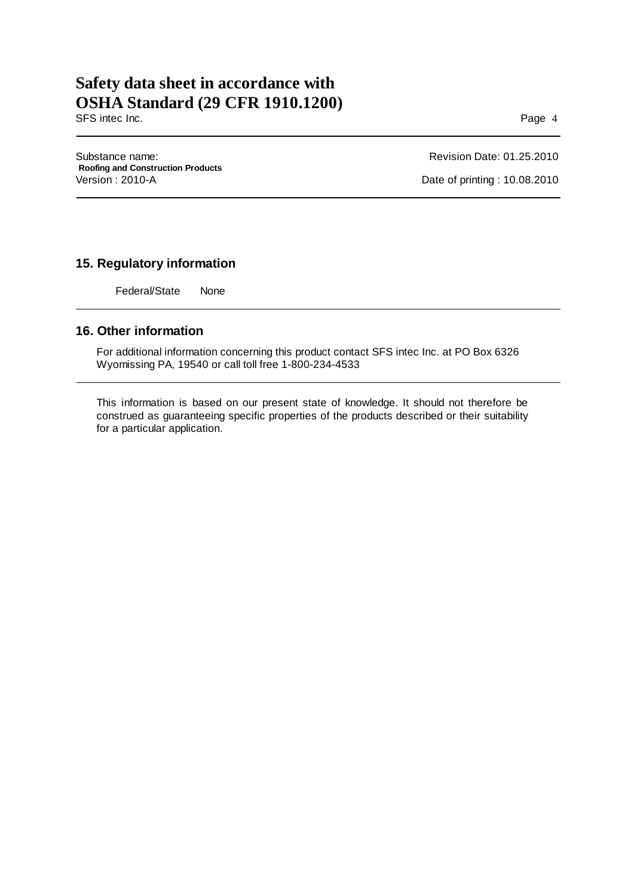## 15. Regulatory information

Federal/State None

## 16. Other information

For additional information concerning this product contact SFS intec Inc. at PO Box 6326 Wyomissing PA, 19540 or call toll free 1-800-234-4533

This information is based on our present state of knowledge. It should not therefore be construed as guaranteeing specific properties of the products described or their suitability for a particular application.